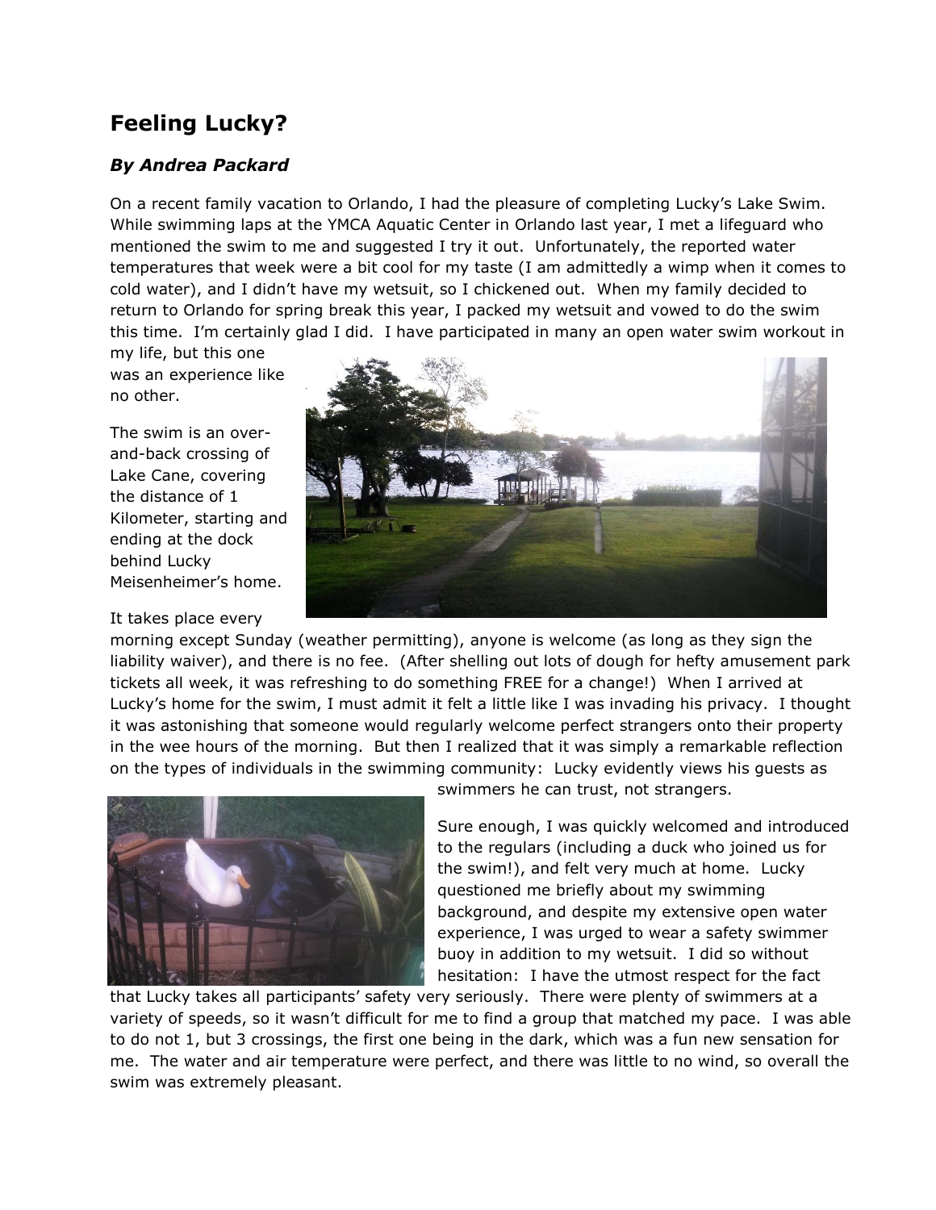## Feeling Lucky?

### *By Andrea Packard*

On a recent family vacation to Orlando, I had the pleasure of completing Lucky's Lake Swim. While swimming laps at the YMCA Aquatic Center in Orlando last year, I met a lifeguard who mentioned the swim to me and suggested I try it out. Unfortunately, the reported water temperatures that week were a bit cool for my taste (I am admittedly a wimp when it comes to cold water), and I didn't have my wetsuit, so I chickened out. When my family decided to return to Orlando for spring break this year, I packed my wetsuit and vowed to do the swim this time. I'm certainly glad I did. I have participated in many an open water swim workout in my life, but this one was an experience like no other.

The swim is an over-and-back crossing of Lake Cane, covering the distance of 1 Kilometer, starting and ending at the dock behind Lucky Meisenheimer's home.

It takes place every morning except Sunday (weather permitting), anyone is welcome (as long as they sign the liability waiver), and there is no fee. (After shelling out lots of dough for hefty amusement park tickets all week, it was refreshing to do something FREE for a change!) When I arrived at Lucky's home for the swim, I must admit it felt a little like I was invading his privacy. I thought it was astonishing that someone would regularly welcome perfect strangers onto their property in the wee hours of the morning. But then I realized that it was simply a remarkable reflection on the types of individuals in the swimming community: Lucky evidently views his guests as swimmers he can trust, not strangers.

Sure enough, I was quickly welcomed and introduced to the regulars (including a duck who joined us for the swim!), and felt very much at home. Lucky questioned me briefly about my swimming background, and despite my extensive open water experience, I was urged to wear a safety swimmer buoy in addition to my wetsuit. I did so without hesitation: I have the utmost respect for the fact that Lucky takes all participants' safety very seriously. There were plenty of swimmers at a variety of speeds, so it wasn't difficult for me to find a group that matched my pace. I was able to do not 1, but 3 crossings, the first one being in the dark, which was a fun new sensation for me. The water and air temperature were perfect, and there was little to no wind, so overall the swim was extremely pleasant.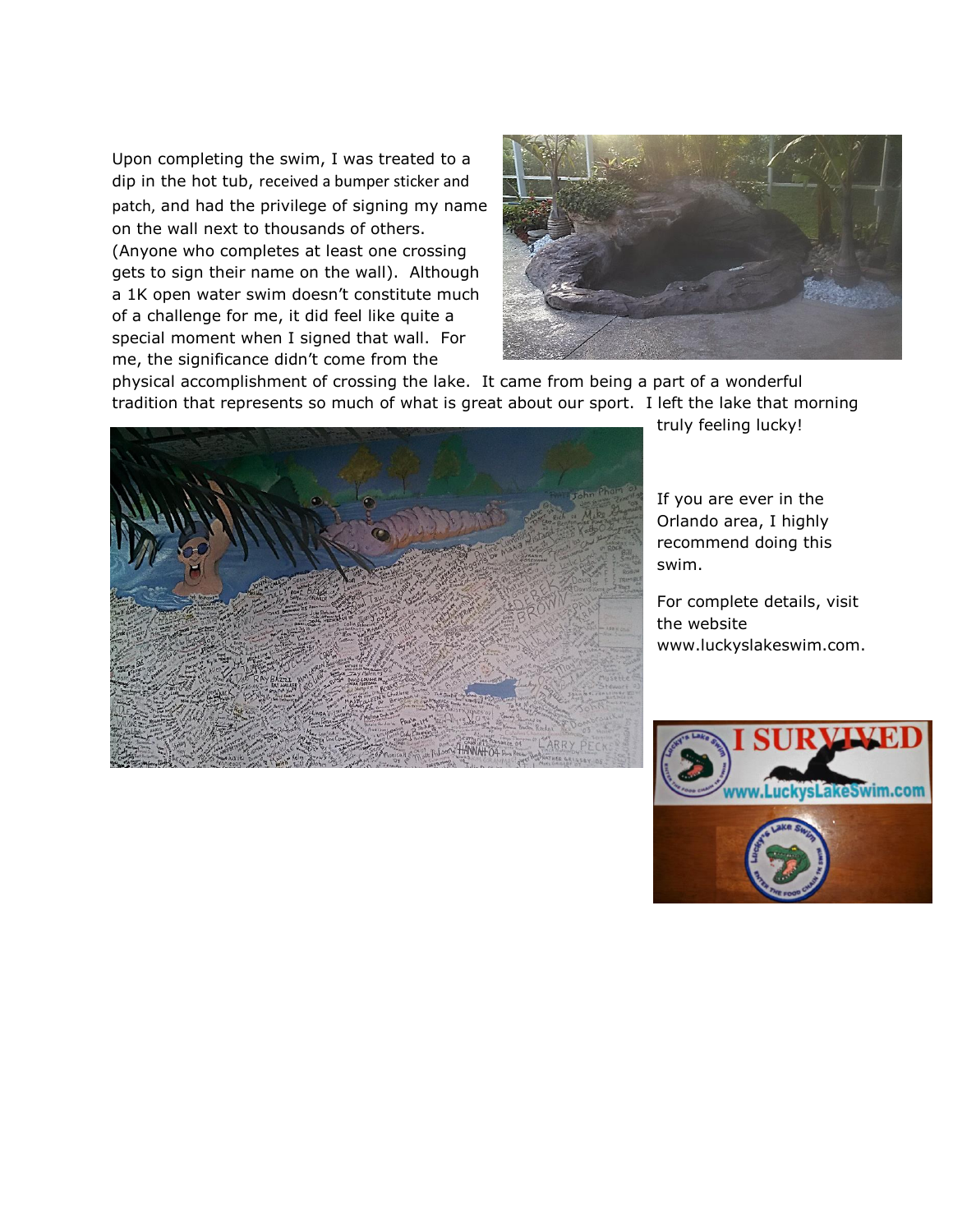Upon completing the swim, I was treated to a dip in the hot tub, received a bumper sticker and patch, and had the privilege of signing my name on the wall next to thousands of others. (Anyone who completes at least one crossing gets to sign their name on the wall). Although a 1K open water swim doesn't constitute much of a challenge for me, it did feel like quite a special moment when I signed that wall. For me, the significance didn't come from the physical accomplishment of crossing the lake. It came from being a part of a wonderful tradition that represents so much of what is great about our sport. I left the lake that morning truly feeling lucky!

If you are ever in the Orlando area, I highly recommend doing this swim.

For complete details, visit the website www.luckyslakeswim.com.